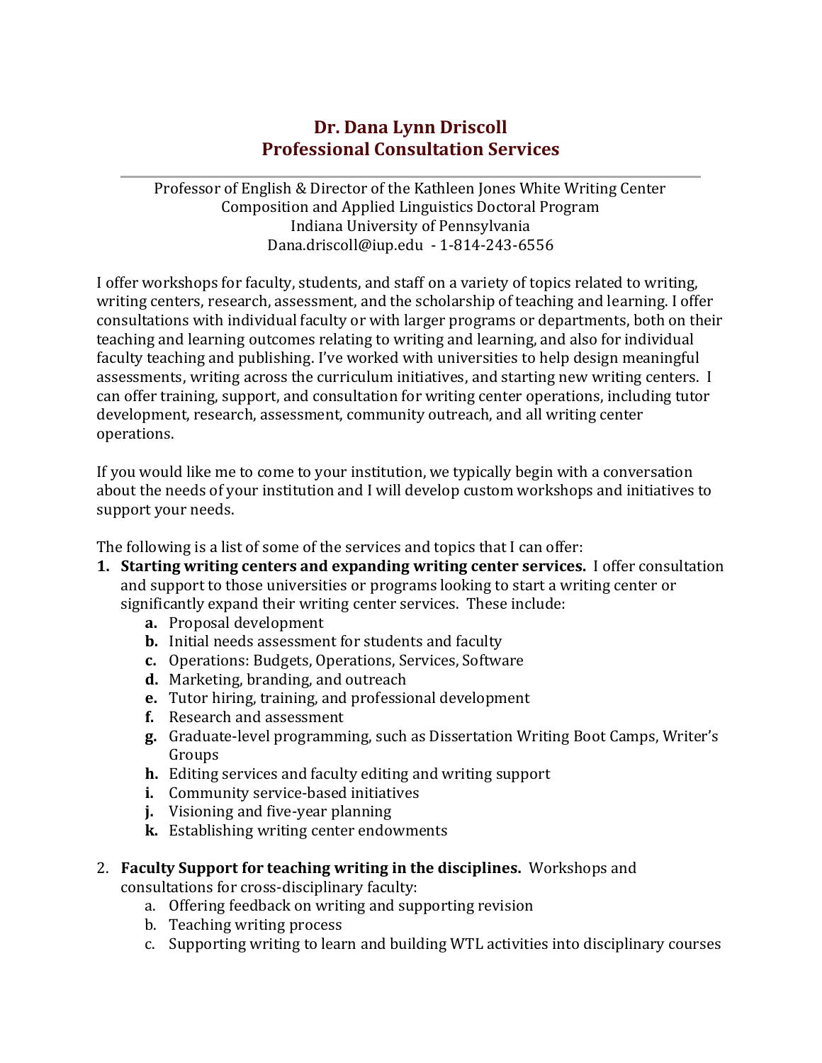# Dr. Dana Lynn Driscoll
# Professional Consultation Services

Professor of English & Director of the Kathleen Jones White Writing Center
Composition and Applied Linguistics Doctoral Program
Indiana University of Pennsylvania
Dana.driscoll@iup.edu - 1-814-243-6556

I offer workshops for faculty, students, and staff on a variety of topics related to writing, writing centers, research, assessment, and the scholarship of teaching and learning. I offer consultations with individual faculty or with larger programs or departments, both on their teaching and learning outcomes relating to writing and learning, and also for individual faculty teaching and publishing. I've worked with universities to help design meaningful assessments, writing across the curriculum initiatives, and starting new writing centers. I can offer training, support, and consultation for writing center operations, including tutor development, research, assessment, community outreach, and all writing center operations.

If you would like me to come to your institution, we typically begin with a conversation about the needs of your institution and I will develop custom workshops and initiatives to support your needs.

The following is a list of some of the services and topics that I can offer:

1. **Starting writing centers and expanding writing center services.** I offer consultation and support to those universities or programs looking to start a writing center or significantly expand their writing center services. These include:
   - **a.** Proposal development
   - **b.** Initial needs assessment for students and faculty
   - **c.** Operations: Budgets, Operations, Services, Software
   - **d.** Marketing, branding, and outreach
   - **e.** Tutor hiring, training, and professional development
   - **f.** Research and assessment
   - **g.** Graduate-level programming, such as Dissertation Writing Boot Camps, Writer's Groups
   - **h.** Editing services and faculty editing and writing support
   - **i.** Community service-based initiatives
   - **j.** Visioning and five-year planning
   - **k.** Establishing writing center endowments

2. **Faculty Support for teaching writing in the disciplines.** Workshops and consultations for cross-disciplinary faculty:
   - a. Offering feedback on writing and supporting revision
   - b. Teaching writing process
   - c. Supporting writing to learn and building WTL activities into disciplinary courses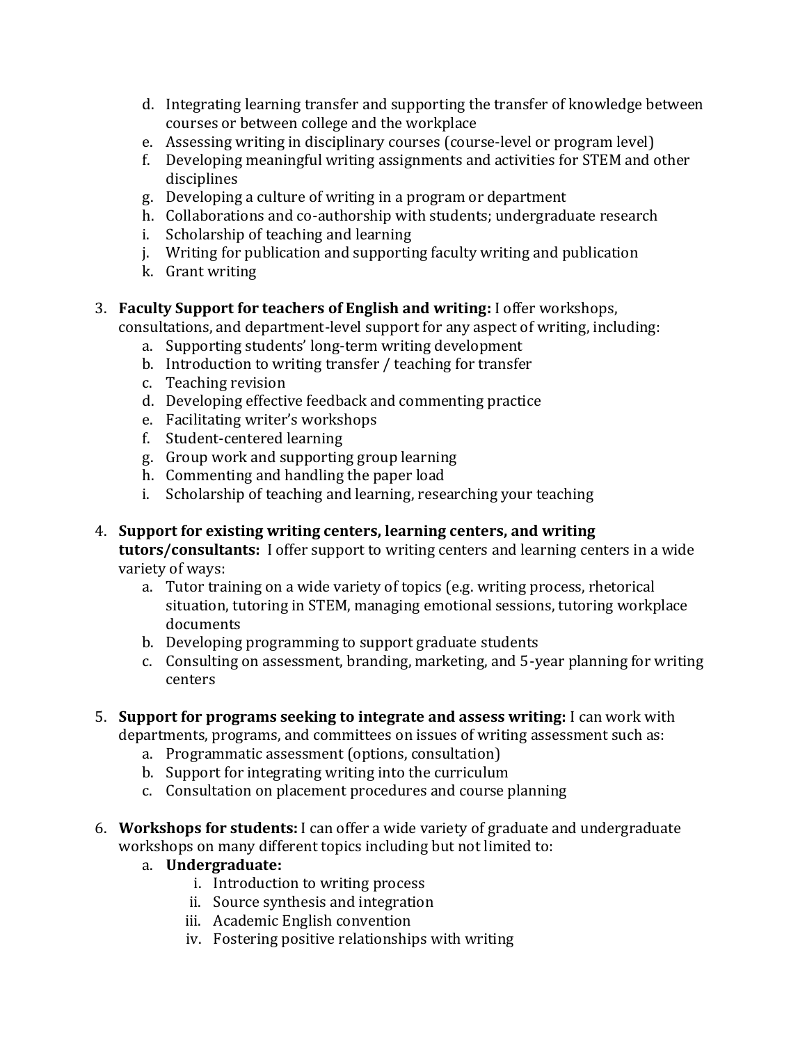d. Integrating learning transfer and supporting the transfer of knowledge between courses or between college and the workplace
   e. Assessing writing in disciplinary courses (course-level or program level)
   f. Developing meaningful writing assignments and activities for STEM and other disciplines
   g. Developing a culture of writing in a program or department
   h. Collaborations and co-authorship with students; undergraduate research
   i. Scholarship of teaching and learning
   j. Writing for publication and supporting faculty writing and publication
   k. Grant writing

3. **Faculty Support for teachers of English and writing:** I offer workshops, consultations, and department-level support for any aspect of writing, including:
   a. Supporting students' long-term writing development
   b. Introduction to writing transfer / teaching for transfer
   c. Teaching revision
   d. Developing effective feedback and commenting practice
   e. Facilitating writer's workshops
   f. Student-centered learning
   g. Group work and supporting group learning
   h. Commenting and handling the paper load
   i. Scholarship of teaching and learning, researching your teaching

4. **Support for existing writing centers, learning centers, and writing tutors/consultants:** I offer support to writing centers and learning centers in a wide variety of ways:
   a. Tutor training on a wide variety of topics (e.g. writing process, rhetorical situation, tutoring in STEM, managing emotional sessions, tutoring workplace documents
   b. Developing programming to support graduate students
   c. Consulting on assessment, branding, marketing, and 5-year planning for writing centers

5. **Support for programs seeking to integrate and assess writing:** I can work with departments, programs, and committees on issues of writing assessment such as:
   a. Programmatic assessment (options, consultation)
   b. Support for integrating writing into the curriculum
   c. Consultation on placement procedures and course planning

6. **Workshops for students:** I can offer a wide variety of graduate and undergraduate workshops on many different topics including but not limited to:
   a. **Undergraduate:**
      i. Introduction to writing process
      ii. Source synthesis and integration
      iii. Academic English convention
      iv. Fostering positive relationships with writing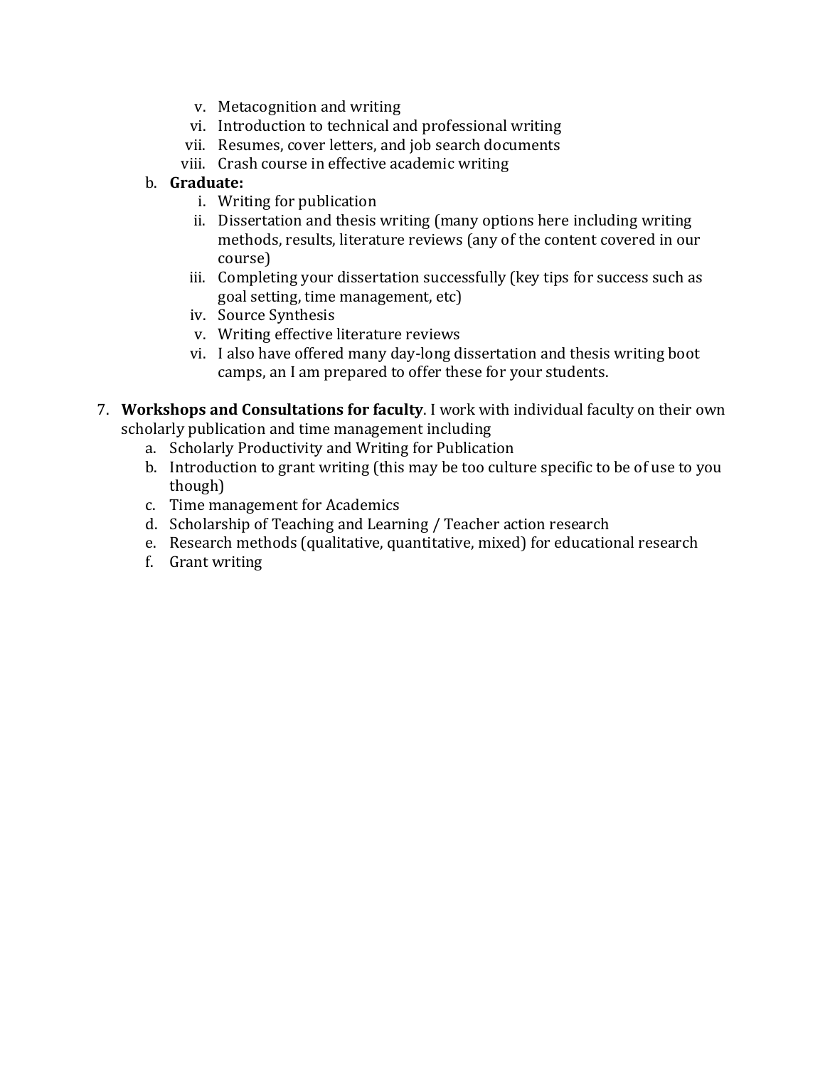v. Metacognition and writing
   vi. Introduction to technical and professional writing
   vii. Resumes, cover letters, and job search documents
   viii. Crash course in effective academic writing

b. **Graduate:**
   i. Writing for publication
   ii. Dissertation and thesis writing (many options here including writing methods, results, literature reviews (any of the content covered in our course)
   iii. Completing your dissertation successfully (key tips for success such as goal setting, time management, etc)
   iv. Source Synthesis
   v. Writing effective literature reviews
   vi. I also have offered many day-long dissertation and thesis writing boot camps, an I am prepared to offer these for your students.

7. **Workshops and Consultations for faculty**. I work with individual faculty on their own scholarly publication and time management including
   a. Scholarly Productivity and Writing for Publication
   b. Introduction to grant writing (this may be too culture specific to be of use to you though)
   c. Time management for Academics
   d. Scholarship of Teaching and Learning / Teacher action research
   e. Research methods (qualitative, quantitative, mixed) for educational research
   f. Grant writing